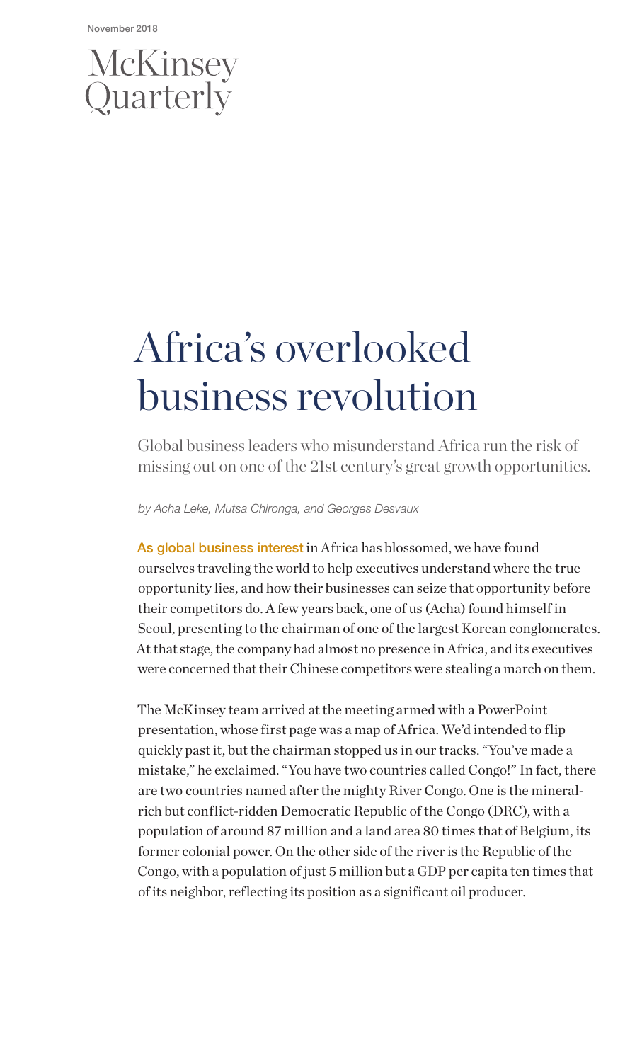November 2018

McKinsey Quarterly

# Africa's overlooked business revolution

Global business leaders who misunderstand Africa run the risk of missing out on one of the 21st century's great growth opportunities.

*by Acha Leke, Mutsa Chironga, and Georges Desvaux*

As global business interest in Africa has blossomed, we have found ourselves traveling the world to help executives understand where the true opportunity lies, and how their businesses can seize that opportunity before their competitors do. A few years back, one of us (Acha) found himself in Seoul, presenting to the chairman of one of the largest Korean conglomerates. At that stage, the company had almost no presence in Africa, and its executives were concerned that their Chinese competitors were stealing a march on them.

The McKinsey team arrived at the meeting armed with a PowerPoint presentation, whose first page was a map of Africa. We'd intended to flip quickly past it, but the chairman stopped us in our tracks. "You've made a mistake," he exclaimed. "You have two countries called Congo!" In fact, there are two countries named after the mighty River Congo. One is the mineral-rich but conflict-ridden Democratic Republic of the Congo (DRC), with a population of around 87 million and a land area 80 times that of Belgium, its former colonial power. On the other side of the river is the Republic of the Congo, with a population of just 5 million but a GDP per capita ten times that of its neighbor, reflecting its position as a significant oil producer.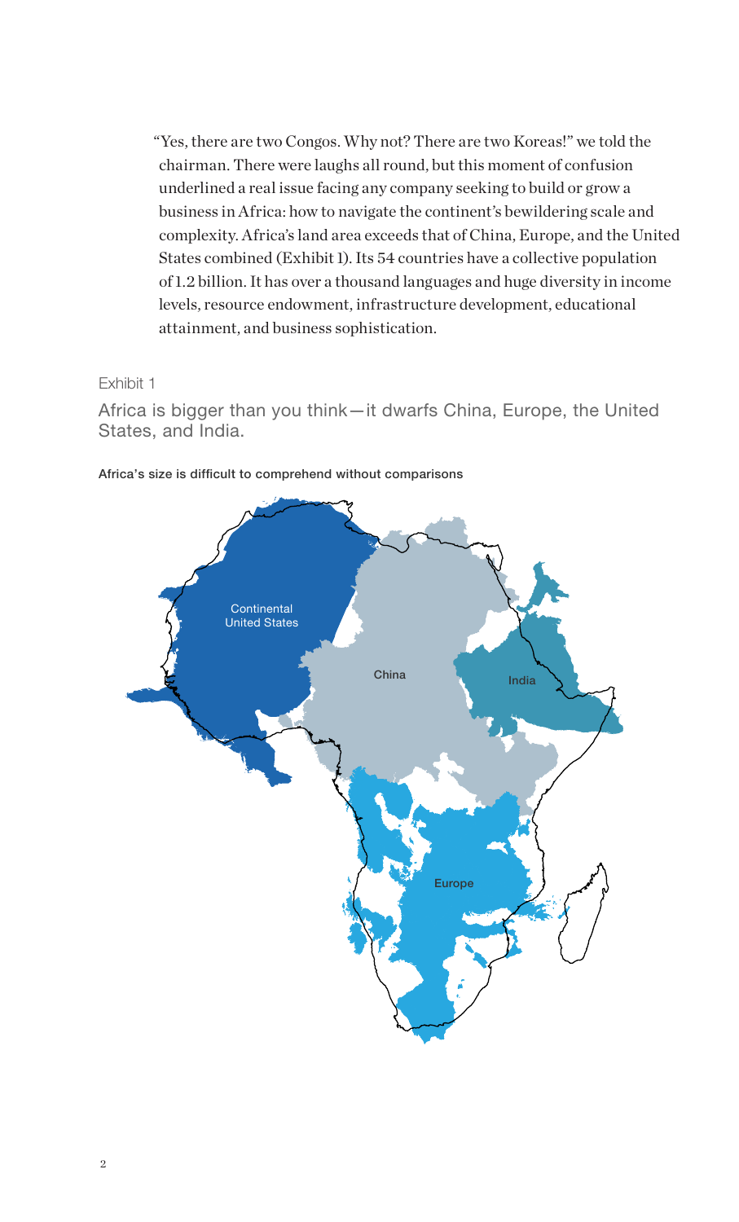"Yes, there are two Congos. Why not? There are two Koreas!" we told the chairman. There were laughs all round, but this moment of confusion underlined a real issue facing any company seeking to build or grow a business in Africa: how to navigate the continent's bewildering scale and complexity. Africa's land area exceeds that of China, Europe, and the United States combined (Exhibit 1). Its 54 countries have a collective population of 1.2 billion. It has over a thousand languages and huge diversity in income levels, resource endowment, infrastructure development, educational attainment, and business sophistication.

Exhibit 1

Africa is bigger than you think—it dwarfs China, Europe, the United States, and India.

**Africa's size is difficult to comprehend without comparisons**

Continental United States

China

India

Europe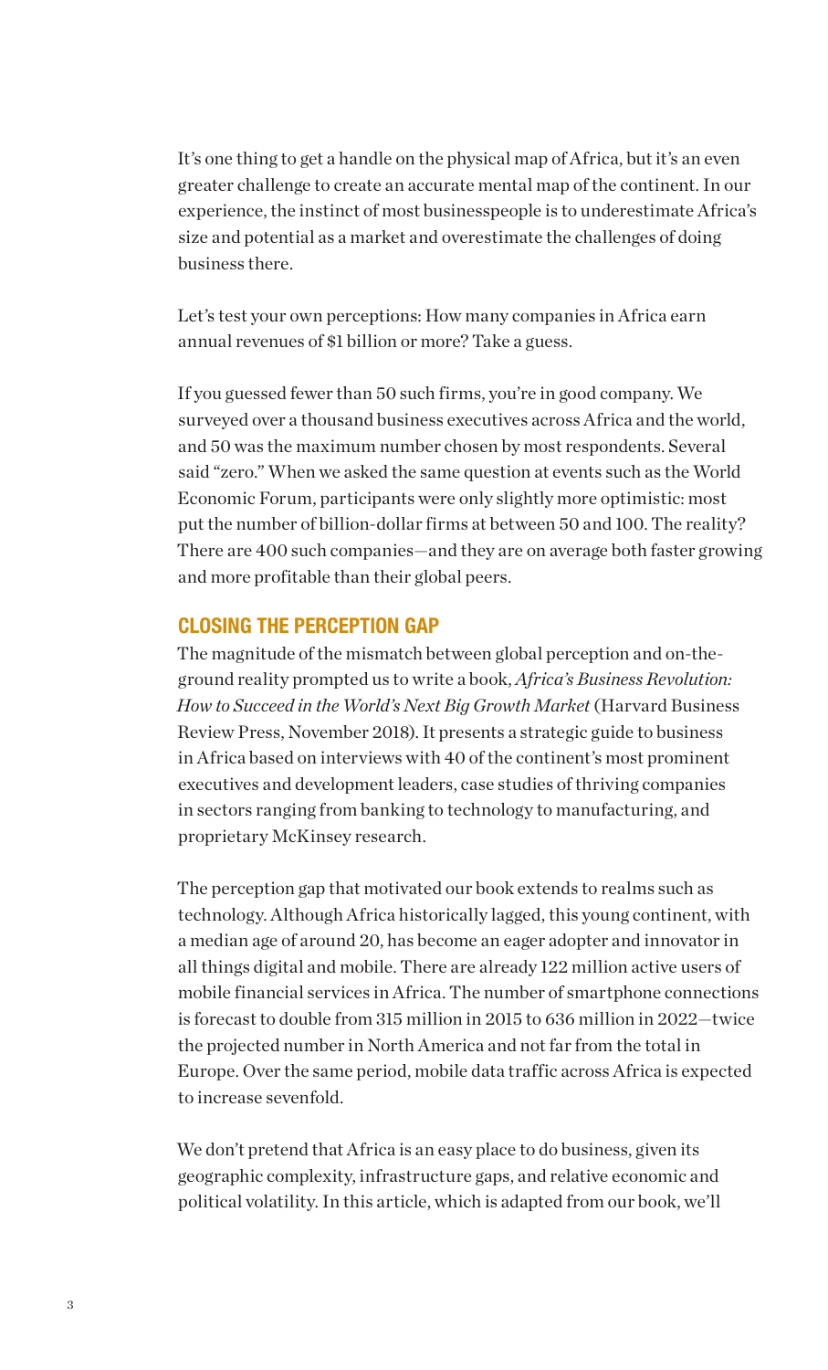It's one thing to get a handle on the physical map of Africa, but it's an even greater challenge to create an accurate mental map of the continent. In our experience, the instinct of most businesspeople is to underestimate Africa's size and potential as a market and overestimate the challenges of doing business there.

Let's test your own perceptions: How many companies in Africa earn annual revenues of $1 billion or more? Take a guess.

If you guessed fewer than 50 such firms, you're in good company. We surveyed over a thousand business executives across Africa and the world, and 50 was the maximum number chosen by most respondents. Several said "zero." When we asked the same question at events such as the World Economic Forum, participants were only slightly more optimistic: most put the number of billion-dollar firms at between 50 and 100. The reality? There are 400 such companies—and they are on average both faster growing and more profitable than their global peers.

## CLOSING THE PERCEPTION GAP

The magnitude of the mismatch between global perception and on-the-ground reality prompted us to write a book, *Africa's Business Revolution: How to Succeed in the World's Next Big Growth Market* (Harvard Business Review Press, November 2018). It presents a strategic guide to business in Africa based on interviews with 40 of the continent's most prominent executives and development leaders, case studies of thriving companies in sectors ranging from banking to technology to manufacturing, and proprietary McKinsey research.

The perception gap that motivated our book extends to realms such as technology. Although Africa historically lagged, this young continent, with a median age of around 20, has become an eager adopter and innovator in all things digital and mobile. There are already 122 million active users of mobile financial services in Africa. The number of smartphone connections is forecast to double from 315 million in 2015 to 636 million in 2022—twice the projected number in North America and not far from the total in Europe. Over the same period, mobile data traffic across Africa is expected to increase sevenfold.

We don't pretend that Africa is an easy place to do business, given its geographic complexity, infrastructure gaps, and relative economic and political volatility. In this article, which is adapted from our book, we'll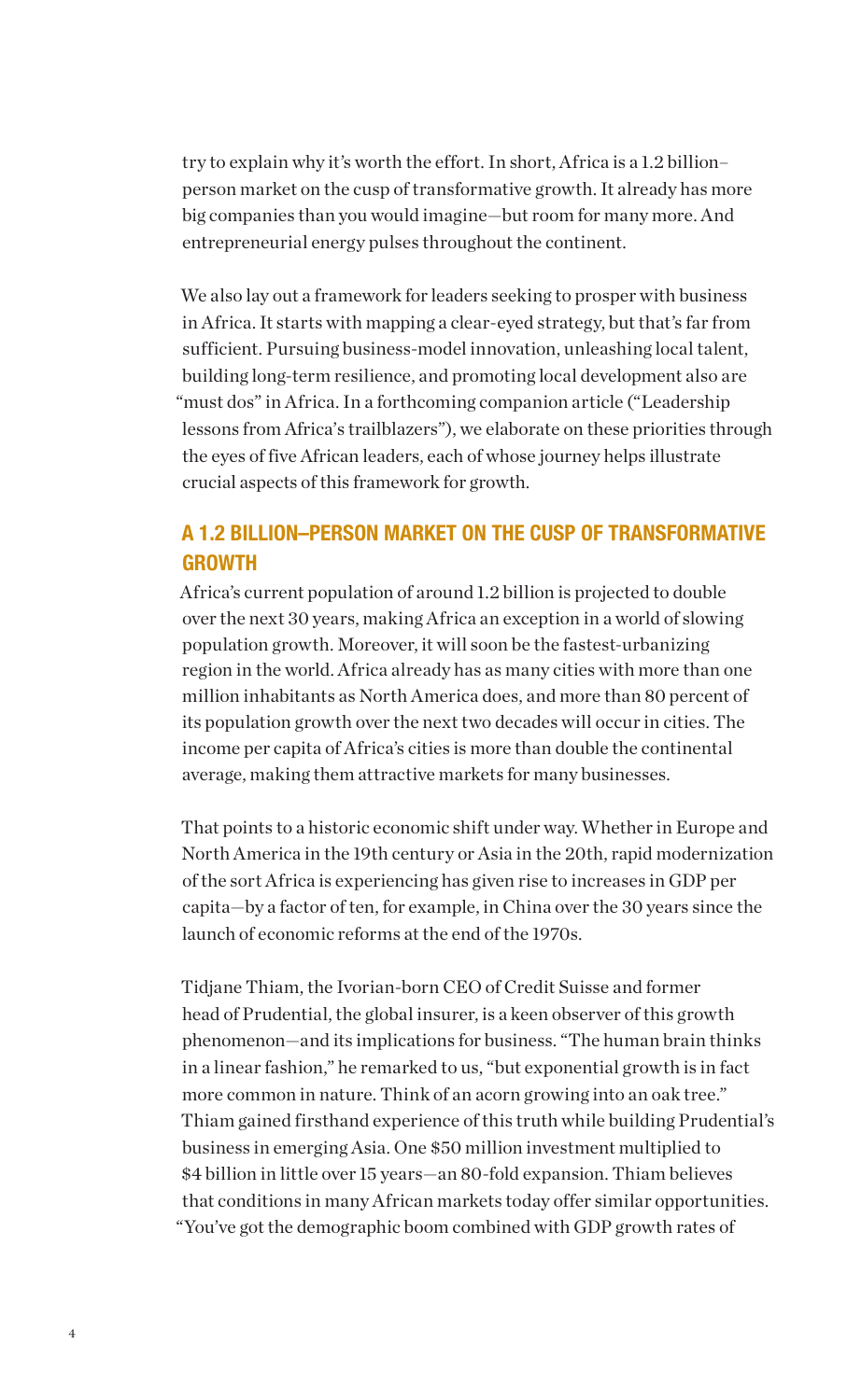try to explain why it's worth the effort. In short, Africa is a 1.2 billion–person market on the cusp of transformative growth. It already has more big companies than you would imagine—but room for many more. And entrepreneurial energy pulses throughout the continent.

We also lay out a framework for leaders seeking to prosper with business in Africa. It starts with mapping a clear-eyed strategy, but that's far from sufficient. Pursuing business-model innovation, unleashing local talent, building long-term resilience, and promoting local development also are "must dos" in Africa. In a forthcoming companion article ("Leadership lessons from Africa's trailblazers"), we elaborate on these priorities through the eyes of five African leaders, each of whose journey helps illustrate crucial aspects of this framework for growth.

## A 1.2 BILLION–PERSON MARKET ON THE CUSP OF TRANSFORMATIVE GROWTH

Africa's current population of around 1.2 billion is projected to double over the next 30 years, making Africa an exception in a world of slowing population growth. Moreover, it will soon be the fastest-urbanizing region in the world. Africa already has as many cities with more than one million inhabitants as North America does, and more than 80 percent of its population growth over the next two decades will occur in cities. The income per capita of Africa's cities is more than double the continental average, making them attractive markets for many businesses.

That points to a historic economic shift under way. Whether in Europe and North America in the 19th century or Asia in the 20th, rapid modernization of the sort Africa is experiencing has given rise to increases in GDP per capita—by a factor of ten, for example, in China over the 30 years since the launch of economic reforms at the end of the 1970s.

Tidjane Thiam, the Ivorian-born CEO of Credit Suisse and former head of Prudential, the global insurer, is a keen observer of this growth phenomenon—and its implications for business. "The human brain thinks in a linear fashion," he remarked to us, "but exponential growth is in fact more common in nature. Think of an acorn growing into an oak tree." Thiam gained firsthand experience of this truth while building Prudential's business in emerging Asia. One $50 million investment multiplied to $4 billion in little over 15 years—an 80-fold expansion. Thiam believes that conditions in many African markets today offer similar opportunities. "You've got the demographic boom combined with GDP growth rates of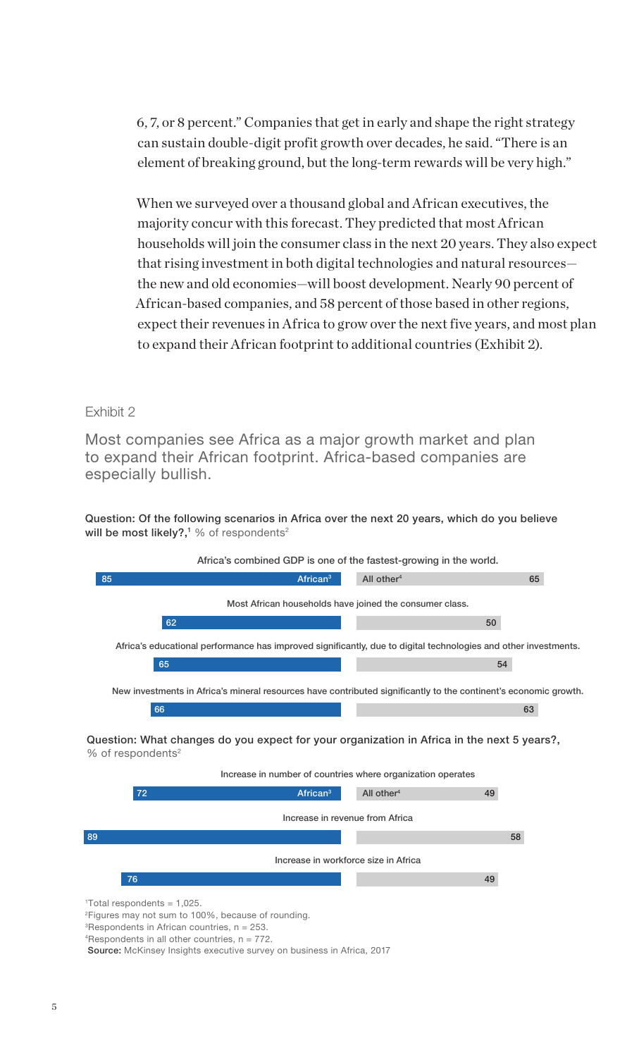6, 7, or 8 percent." Companies that get in early and shape the right strategy can sustain double-digit profit growth over decades, he said. "There is an element of breaking ground, but the long-term rewards will be very high."

When we surveyed over a thousand global and African executives, the majority concur with this forecast. They predicted that most African households will join the consumer class in the next 20 years. They also expect that rising investment in both digital technologies and natural resources—the new and old economies—will boost development. Nearly 90 percent of African-based companies, and 58 percent of those based in other regions, expect their revenues in Africa to grow over the next five years, and most plan to expand their African footprint to additional countries (Exhibit 2).

Exhibit 2

## Most companies see Africa as a major growth market and plan to expand their African footprint. Africa-based companies are especially bullish.

**Question: Of the following scenarios in Africa over the next 20 years, which do you believe will be most likely?,[1]** % of respondents[2]

| Scenario | African[3] | All other[4] |
| --- | --- | --- |
| Africa's combined GDP is one of the fastest-growing in the world. | 85 | 65 |
| Most African households have joined the consumer class. | 62 | 50 |
| Africa's educational performance has improved significantly, due to digital technologies and other investments. | 65 | 54 |
| New investments in Africa's mineral resources have contributed significantly to the continent's economic growth. | 66 | 63 |

**Question: What changes do you expect for your organization in Africa in the next 5 years?,** % of respondents[2]

| Change | African[3] | All other[4] |
| --- | --- | --- |
| Increase in number of countries where organization operates | 72 | 49 |
| Increase in revenue from Africa | 89 | 58 |
| Increase in workforce size in Africa | 76 | 49 |

[1]Total respondents = 1,025.
[2]Figures may not sum to 100%, because of rounding.
[3]Respondents in African countries, n = 253.
[4]Respondents in all other countries, n = 772.

**Source:** McKinsey Insights executive survey on business in Africa, 2017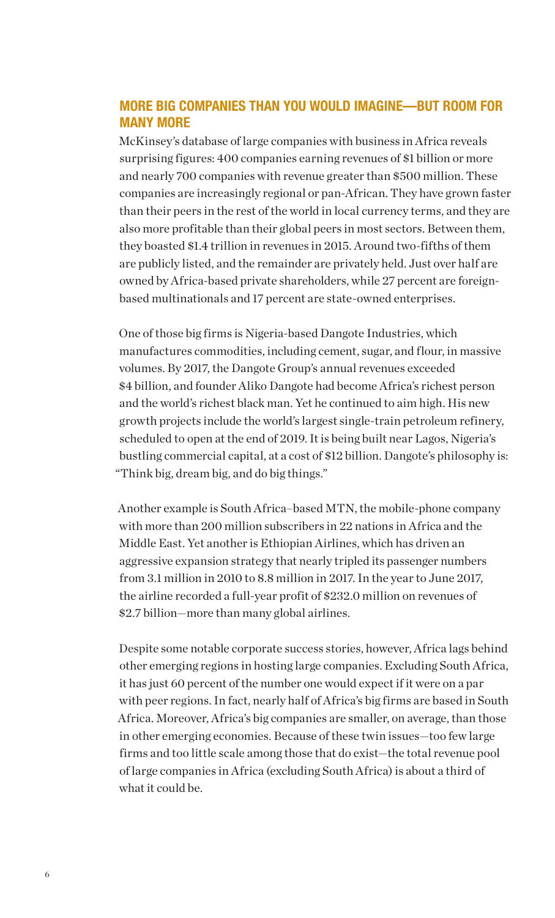## MORE BIG COMPANIES THAN YOU WOULD IMAGINE—BUT ROOM FOR MANY MORE

McKinsey's database of large companies with business in Africa reveals surprising figures: 400 companies earning revenues of $1 billion or more and nearly 700 companies with revenue greater than $500 million. These companies are increasingly regional or pan-African. They have grown faster than their peers in the rest of the world in local currency terms, and they are also more profitable than their global peers in most sectors. Between them, they boasted $1.4 trillion in revenues in 2015. Around two-fifths of them are publicly listed, and the remainder are privately held. Just over half are owned by Africa-based private shareholders, while 27 percent are foreign-based multinationals and 17 percent are state-owned enterprises.

One of those big firms is Nigeria-based Dangote Industries, which manufactures commodities, including cement, sugar, and flour, in massive volumes. By 2017, the Dangote Group's annual revenues exceeded $4 billion, and founder Aliko Dangote had become Africa's richest person and the world's richest black man. Yet he continued to aim high. His new growth projects include the world's largest single-train petroleum refinery, scheduled to open at the end of 2019. It is being built near Lagos, Nigeria's bustling commercial capital, at a cost of $12 billion. Dangote's philosophy is: "Think big, dream big, and do big things."

Another example is South Africa–based MTN, the mobile-phone company with more than 200 million subscribers in 22 nations in Africa and the Middle East. Yet another is Ethiopian Airlines, which has driven an aggressive expansion strategy that nearly tripled its passenger numbers from 3.1 million in 2010 to 8.8 million in 2017. In the year to June 2017, the airline recorded a full-year profit of $232.0 million on revenues of $2.7 billion—more than many global airlines.

Despite some notable corporate success stories, however, Africa lags behind other emerging regions in hosting large companies. Excluding South Africa, it has just 60 percent of the number one would expect if it were on a par with peer regions. In fact, nearly half of Africa's big firms are based in South Africa. Moreover, Africa's big companies are smaller, on average, than those in other emerging economies. Because of these twin issues—too few large firms and too little scale among those that do exist—the total revenue pool of large companies in Africa (excluding South Africa) is about a third of what it could be.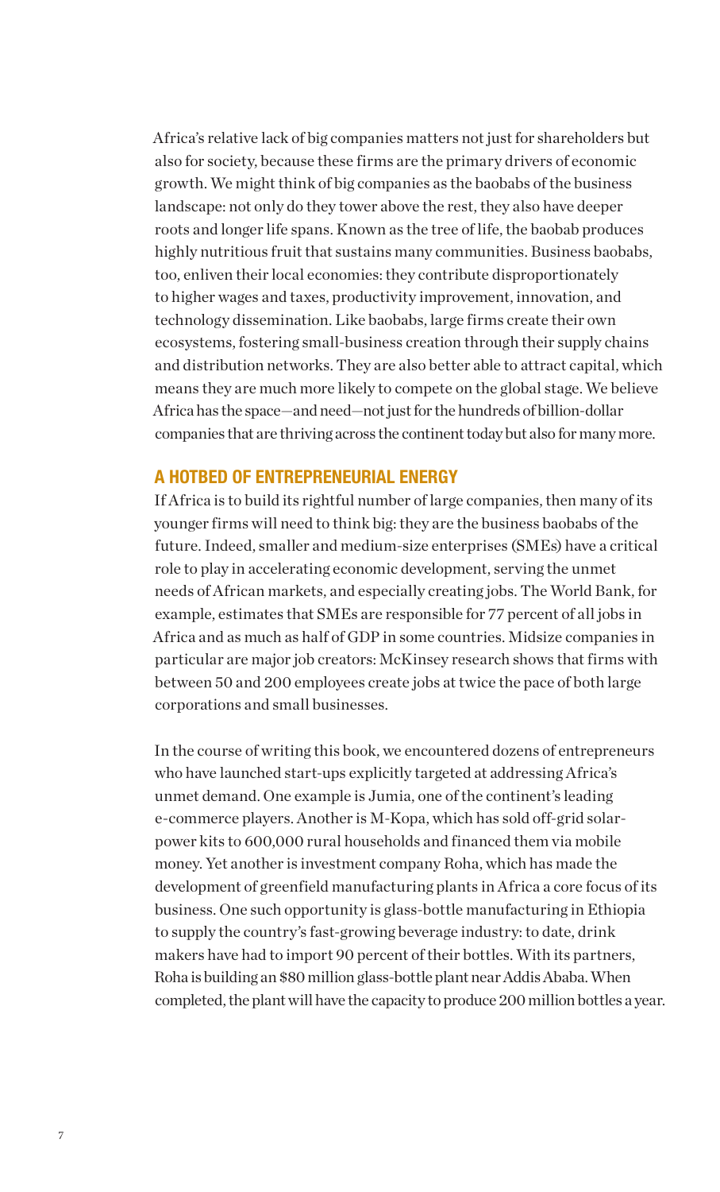Africa's relative lack of big companies matters not just for shareholders but also for society, because these firms are the primary drivers of economic growth. We might think of big companies as the baobabs of the business landscape: not only do they tower above the rest, they also have deeper roots and longer life spans. Known as the tree of life, the baobab produces highly nutritious fruit that sustains many communities. Business baobabs, too, enliven their local economies: they contribute disproportionately to higher wages and taxes, productivity improvement, innovation, and technology dissemination. Like baobabs, large firms create their own ecosystems, fostering small-business creation through their supply chains and distribution networks. They are also better able to attract capital, which means they are much more likely to compete on the global stage. We believe Africa has the space—and need—not just for the hundreds of billion-dollar companies that are thriving across the continent today but also for many more.

## A HOTBED OF ENTREPRENEURIAL ENERGY

If Africa is to build its rightful number of large companies, then many of its younger firms will need to think big: they are the business baobabs of the future. Indeed, smaller and medium-size enterprises (SMEs) have a critical role to play in accelerating economic development, serving the unmet needs of African markets, and especially creating jobs. The World Bank, for example, estimates that SMEs are responsible for 77 percent of all jobs in Africa and as much as half of GDP in some countries. Midsize companies in particular are major job creators: McKinsey research shows that firms with between 50 and 200 employees create jobs at twice the pace of both large corporations and small businesses.

In the course of writing this book, we encountered dozens of entrepreneurs who have launched start-ups explicitly targeted at addressing Africa's unmet demand. One example is Jumia, one of the continent's leading e-commerce players. Another is M-Kopa, which has sold off-grid solar-power kits to 600,000 rural households and financed them via mobile money. Yet another is investment company Roha, which has made the development of greenfield manufacturing plants in Africa a core focus of its business. One such opportunity is glass-bottle manufacturing in Ethiopia to supply the country's fast-growing beverage industry: to date, drink makers have had to import 90 percent of their bottles. With its partners, Roha is building an $80 million glass-bottle plant near Addis Ababa. When completed, the plant will have the capacity to produce 200 million bottles a year.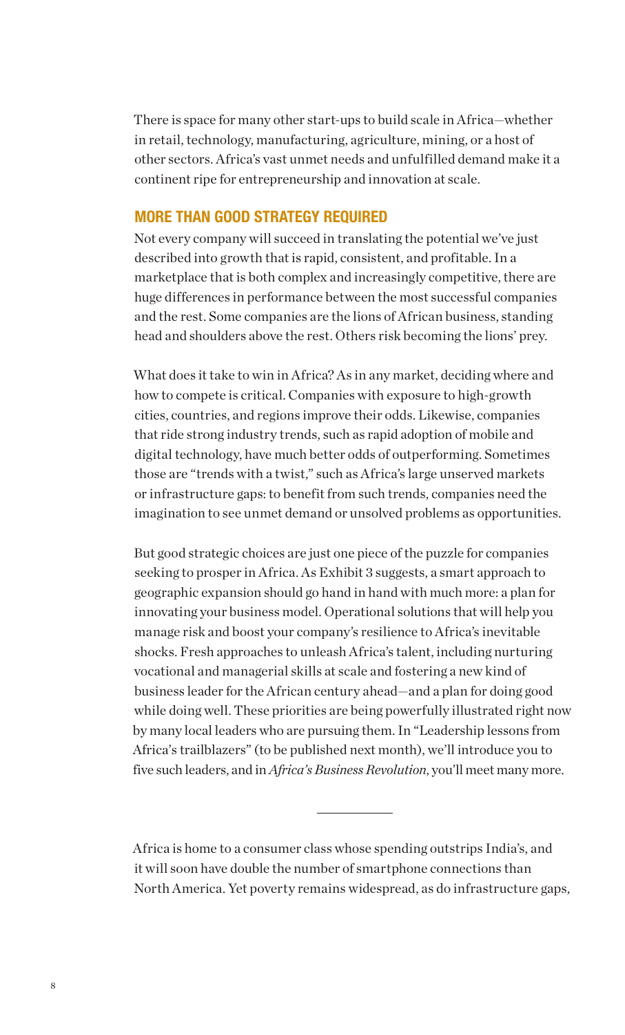There is space for many other start-ups to build scale in Africa—whether in retail, technology, manufacturing, agriculture, mining, or a host of other sectors. Africa's vast unmet needs and unfulfilled demand make it a continent ripe for entrepreneurship and innovation at scale.

## MORE THAN GOOD STRATEGY REQUIRED

Not every company will succeed in translating the potential we've just described into growth that is rapid, consistent, and profitable. In a marketplace that is both complex and increasingly competitive, there are huge differences in performance between the most successful companies and the rest. Some companies are the lions of African business, standing head and shoulders above the rest. Others risk becoming the lions' prey.

What does it take to win in Africa? As in any market, deciding where and how to compete is critical. Companies with exposure to high-growth cities, countries, and regions improve their odds. Likewise, companies that ride strong industry trends, such as rapid adoption of mobile and digital technology, have much better odds of outperforming. Sometimes those are "trends with a twist," such as Africa's large unserved markets or infrastructure gaps: to benefit from such trends, companies need the imagination to see unmet demand or unsolved problems as opportunities.

But good strategic choices are just one piece of the puzzle for companies seeking to prosper in Africa. As Exhibit 3 suggests, a smart approach to geographic expansion should go hand in hand with much more: a plan for innovating your business model. Operational solutions that will help you manage risk and boost your company's resilience to Africa's inevitable shocks. Fresh approaches to unleash Africa's talent, including nurturing vocational and managerial skills at scale and fostering a new kind of business leader for the African century ahead—and a plan for doing good while doing well. These priorities are being powerfully illustrated right now by many local leaders who are pursuing them. In "Leadership lessons from Africa's trailblazers" (to be published next month), we'll introduce you to five such leaders, and in *Africa's Business Revolution*, you'll meet many more.

---

Africa is home to a consumer class whose spending outstrips India's, and it will soon have double the number of smartphone connections than North America. Yet poverty remains widespread, as do infrastructure gaps,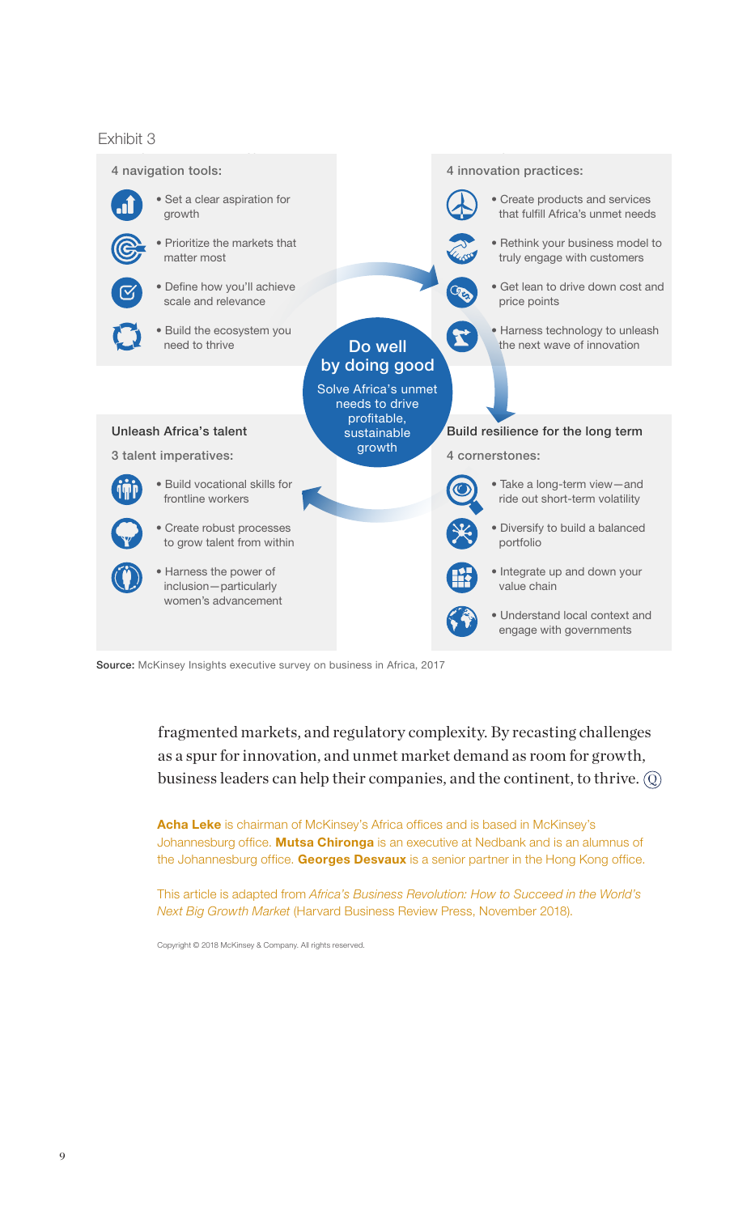Exhibit 3

4 navigation tools:

- Set a clear aspiration for growth
- Prioritize the markets that matter most
- Define how you'll achieve scale and relevance
- Build the ecosystem you need to thrive

4 innovation practices:

- Create products and services that fulfill Africa's unmet needs
- Rethink your business model to truly engage with customers
- Get lean to drive down cost and price points
- Harness technology to unleash the next wave of innovation

Do well by doing good

Solve Africa's unmet needs to drive profitable, sustainable growth

Unleash Africa's talent

3 talent imperatives:

- Build vocational skills for frontline workers
- Create robust processes to grow talent from within
- Harness the power of inclusion—particularly women's advancement

Build resilience for the long term

4 cornerstones:

- Take a long-term view—and ride out short-term volatility
- Diversify to build a balanced portfolio
- Integrate up and down your value chain
- Understand local context and engage with governments

**Source:** McKinsey Insights executive survey on business in Africa, 2017

fragmented markets, and regulatory complexity. By recasting challenges as a spur for innovation, and unmet market demand as room for growth, business leaders can help their companies, and the continent, to thrive.

**Acha Leke** is chairman of McKinsey's Africa offices and is based in McKinsey's Johannesburg office. **Mutsa Chironga** is an executive at Nedbank and is an alumnus of the Johannesburg office. **Georges Desvaux** is a senior partner in the Hong Kong office.

This article is adapted from *Africa's Business Revolution: How to Succeed in the World's Next Big Growth Market* (Harvard Business Review Press, November 2018).

Copyright © 2018 McKinsey & Company. All rights reserved.